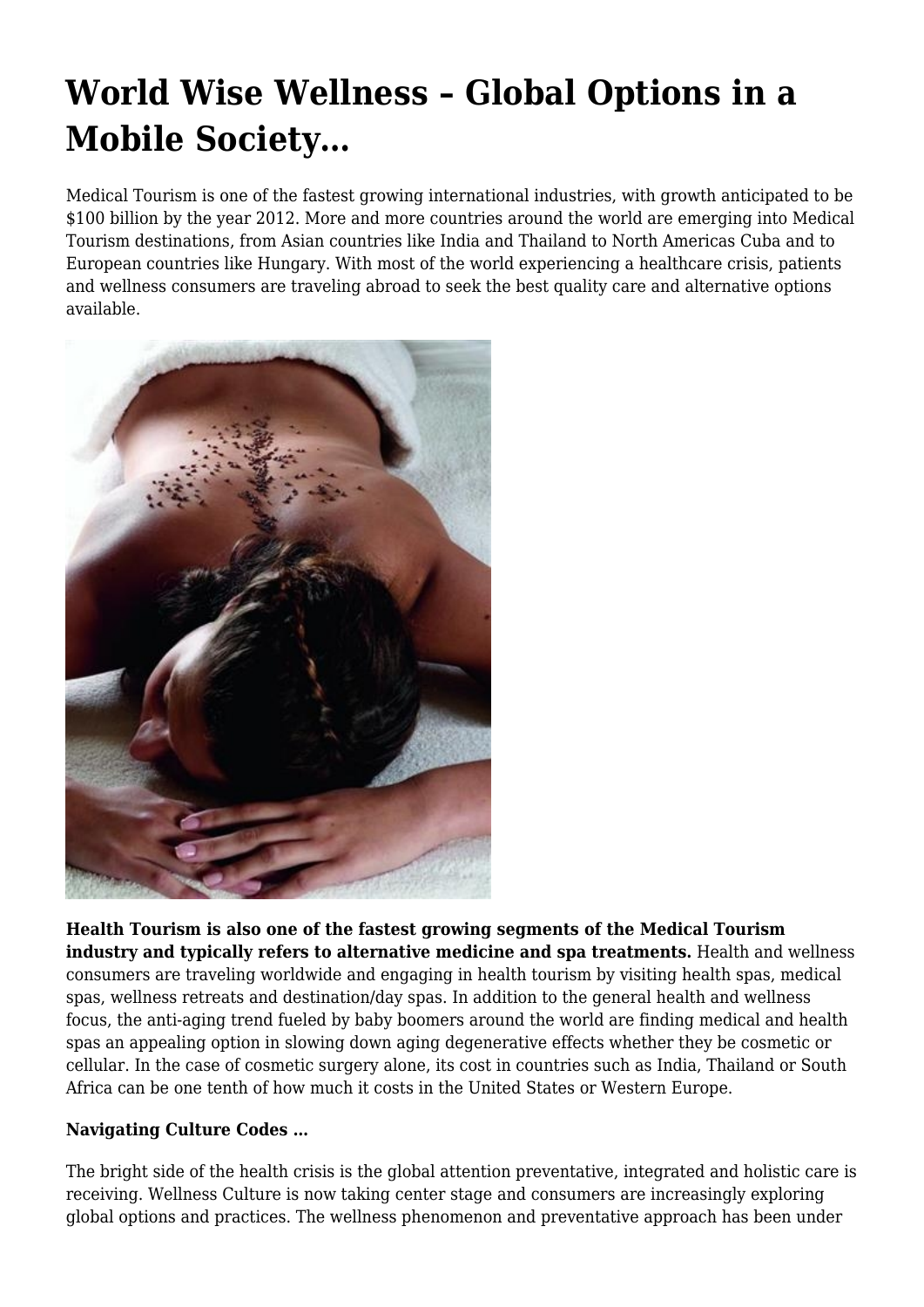# World Wise Wellness – Global Options in a Mobile Society…

Medical Tourism is one of the fastest growing international industries, with growth anticipated to be $100 billion by the year 2012. More and more countries around the world are emerging into Medical Tourism destinations, from Asian countries like India and Thailand to North Americas Cuba and to European countries like Hungary. With most of the world experiencing a healthcare crisis, patients and wellness consumers are traveling abroad to seek the best quality care and alternative options available.

**Health Tourism is also one of the fastest growing segments of the Medical Tourism industry and typically refers to alternative medicine and spa treatments.** Health and wellness consumers are traveling worldwide and engaging in health tourism by visiting health spas, medical spas, wellness retreats and destination/day spas. In addition to the general health and wellness focus, the anti-aging trend fueled by baby boomers around the world are finding medical and health spas an appealing option in slowing down aging degenerative effects whether they be cosmetic or cellular. In the case of cosmetic surgery alone, its cost in countries such as India, Thailand or South Africa can be one tenth of how much it costs in the United States or Western Europe.

**Navigating Culture Codes …**

The bright side of the health crisis is the global attention preventative, integrated and holistic care is receiving. Wellness Culture is now taking center stage and consumers are increasingly exploring global options and practices. The wellness phenomenon and preventative approach has been under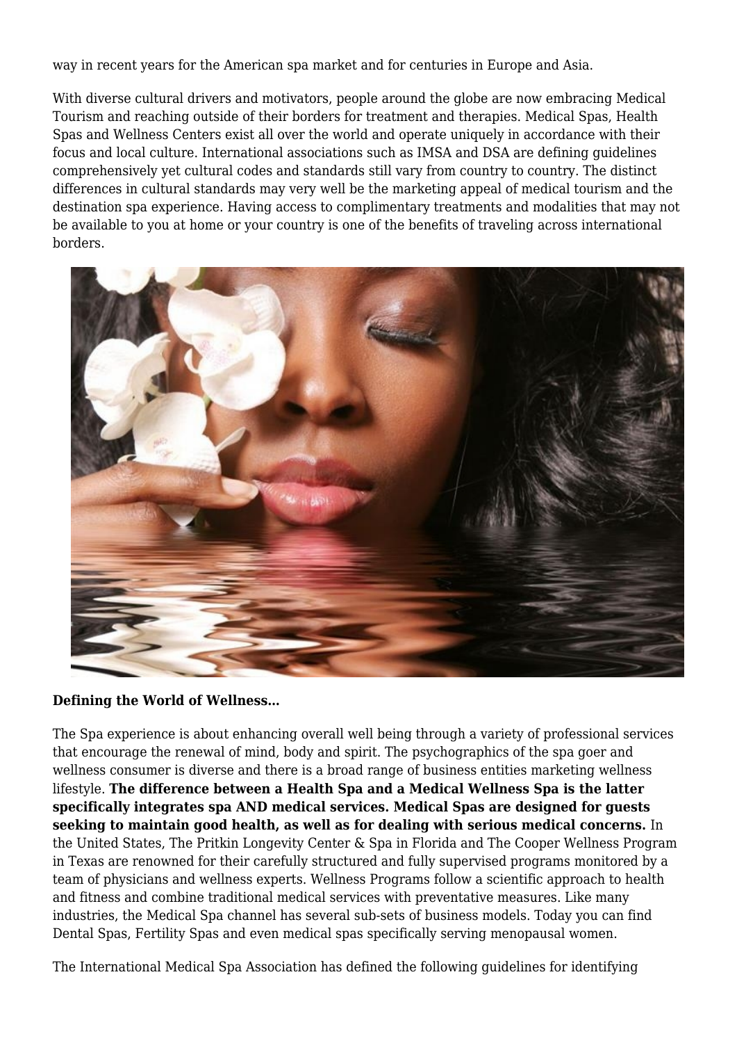way in recent years for the American spa market and for centuries in Europe and Asia.

With diverse cultural drivers and motivators, people around the globe are now embracing Medical Tourism and reaching outside of their borders for treatment and therapies. Medical Spas, Health Spas and Wellness Centers exist all over the world and operate uniquely in accordance with their focus and local culture. International associations such as IMSA and DSA are defining guidelines comprehensively yet cultural codes and standards still vary from country to country. The distinct differences in cultural standards may very well be the marketing appeal of medical tourism and the destination spa experience. Having access to complimentary treatments and modalities that may not be available to you at home or your country is one of the benefits of traveling across international borders.

**Defining the World of Wellness…**

The Spa experience is about enhancing overall well being through a variety of professional services that encourage the renewal of mind, body and spirit. The psychographics of the spa goer and wellness consumer is diverse and there is a broad range of business entities marketing wellness lifestyle. **The difference between a Health Spa and a Medical Wellness Spa is the latter specifically integrates spa AND medical services. Medical Spas are designed for guests seeking to maintain good health, as well as for dealing with serious medical concerns.** In the United States, The Pritkin Longevity Center & Spa in Florida and The Cooper Wellness Program in Texas are renowned for their carefully structured and fully supervised programs monitored by a team of physicians and wellness experts. Wellness Programs follow a scientific approach to health and fitness and combine traditional medical services with preventative measures. Like many industries, the Medical Spa channel has several sub-sets of business models. Today you can find Dental Spas, Fertility Spas and even medical spas specifically serving menopausal women.

The International Medical Spa Association has defined the following guidelines for identifying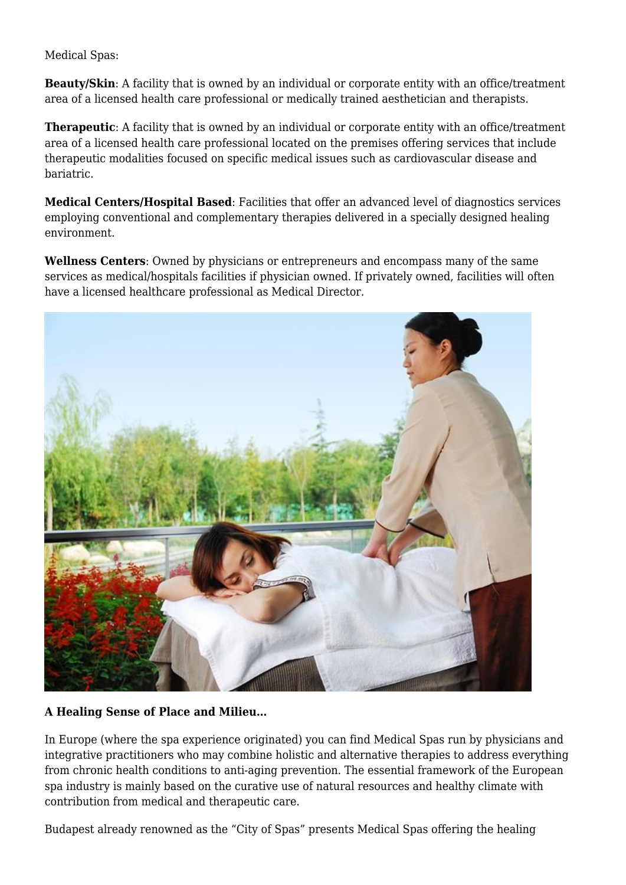Medical Spas:

**Beauty/Skin**: A facility that is owned by an individual or corporate entity with an office/treatment area of a licensed health care professional or medically trained aesthetician and therapists.

**Therapeutic**: A facility that is owned by an individual or corporate entity with an office/treatment area of a licensed health care professional located on the premises offering services that include therapeutic modalities focused on specific medical issues such as cardiovascular disease and bariatric.

**Medical Centers/Hospital Based**: Facilities that offer an advanced level of diagnostics services employing conventional and complementary therapies delivered in a specially designed healing environment.

**Wellness Centers**: Owned by physicians or entrepreneurs and encompass many of the same services as medical/hospitals facilities if physician owned. If privately owned, facilities will often have a licensed healthcare professional as Medical Director.

**A Healing Sense of Place and Milieu…**

In Europe (where the spa experience originated) you can find Medical Spas run by physicians and integrative practitioners who may combine holistic and alternative therapies to address everything from chronic health conditions to anti-aging prevention. The essential framework of the European spa industry is mainly based on the curative use of natural resources and healthy climate with contribution from medical and therapeutic care.

Budapest already renowned as the "City of Spas" presents Medical Spas offering the healing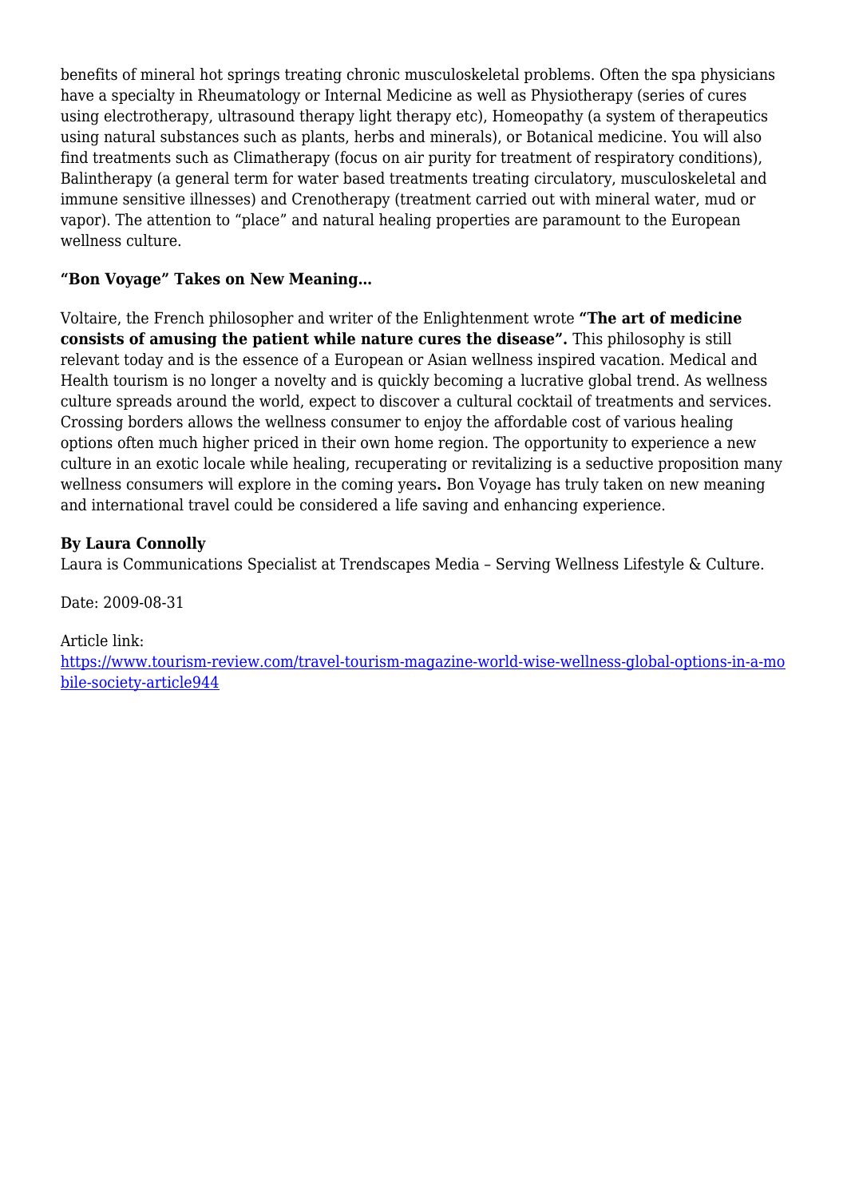benefits of mineral hot springs treating chronic musculoskeletal problems. Often the spa physicians have a specialty in Rheumatology or Internal Medicine as well as Physiotherapy (series of cures using electrotherapy, ultrasound therapy light therapy etc), Homeopathy (a system of therapeutics using natural substances such as plants, herbs and minerals), or Botanical medicine. You will also find treatments such as Climatherapy (focus on air purity for treatment of respiratory conditions), Balintherapy (a general term for water based treatments treating circulatory, musculoskeletal and immune sensitive illnesses) and Crenotherapy (treatment carried out with mineral water, mud or vapor). The attention to "place" and natural healing properties are paramount to the European wellness culture.

**"Bon Voyage" Takes on New Meaning…**

Voltaire, the French philosopher and writer of the Enlightenment wrote **"The art of medicine consists of amusing the patient while nature cures the disease".** This philosophy is still relevant today and is the essence of a European or Asian wellness inspired vacation. Medical and Health tourism is no longer a novelty and is quickly becoming a lucrative global trend. As wellness culture spreads around the world, expect to discover a cultural cocktail of treatments and services. Crossing borders allows the wellness consumer to enjoy the affordable cost of various healing options often much higher priced in their own home region. The opportunity to experience a new culture in an exotic locale while healing, recuperating or revitalizing is a seductive proposition many wellness consumers will explore in the coming years**.** Bon Voyage has truly taken on new meaning and international travel could be considered a life saving and enhancing experience.

**By Laura Connolly**
Laura is Communications Specialist at Trendscapes Media – Serving Wellness Lifestyle & Culture.

Date: 2009-08-31

Article link:
[https://www.tourism-review.com/travel-tourism-magazine-world-wise-wellness-global-options-in-a-mobile-society-article944](https://www.tourism-review.com/travel-tourism-magazine-world-wise-wellness-global-options-in-a-mobile-society-article944)